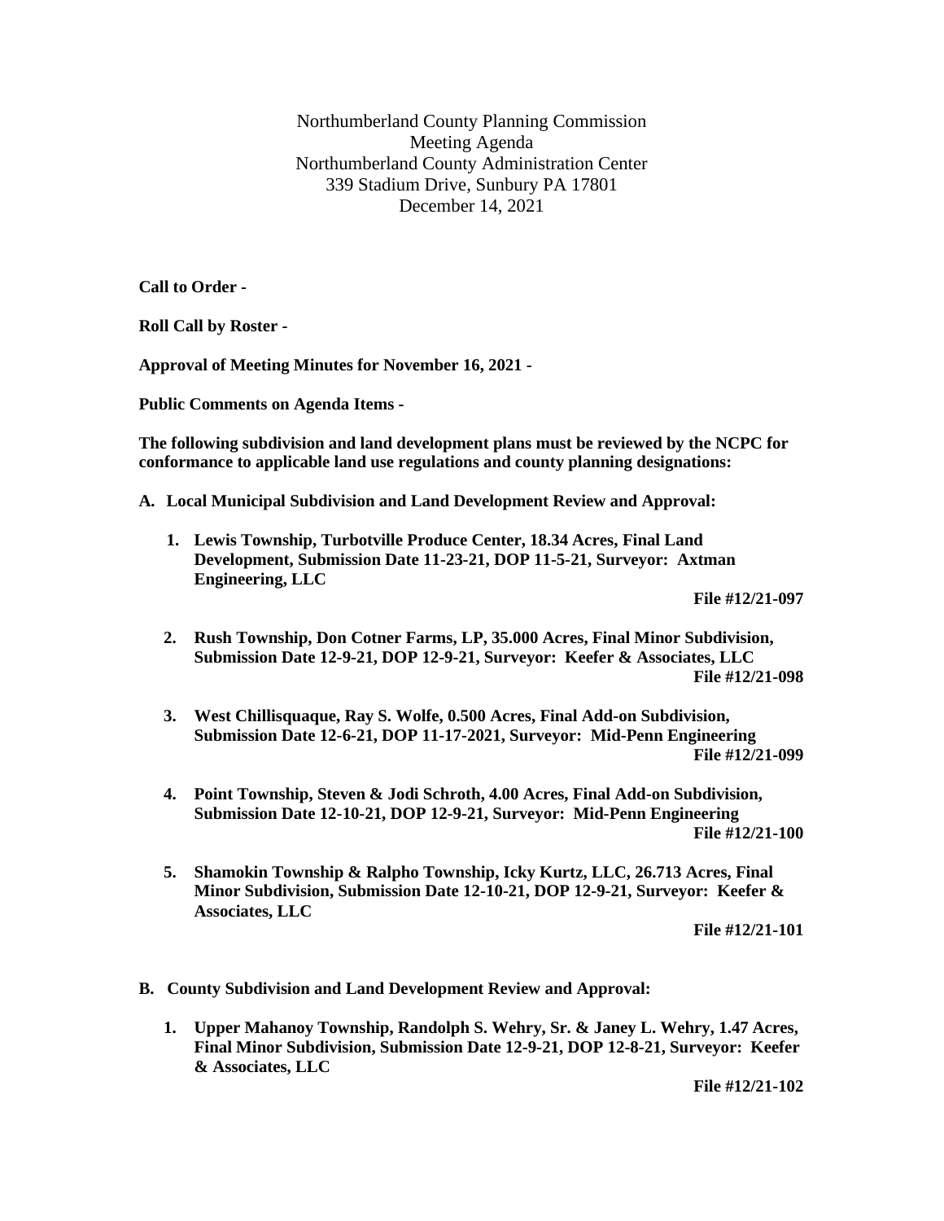Northumberland County Planning Commission
Meeting Agenda
Northumberland County Administration Center
339 Stadium Drive, Sunbury PA 17801
December 14, 2021

**Call to Order -**

**Roll Call by Roster -**

**Approval of Meeting Minutes for November 16, 2021 -**

**Public Comments on Agenda Items -**

**The following subdivision and land development plans must be reviewed by the NCPC for conformance to applicable land use regulations and county planning designations:**

**A. Local Municipal Subdivision and Land Development Review and Approval:**

1. **Lewis Township, Turbotville Produce Center, 18.34 Acres, Final Land Development, Submission Date 11-23-21, DOP 11-5-21, Surveyor: Axtman Engineering, LLC**
   **File #12/21-097**

2. **Rush Township, Don Cotner Farms, LP, 35.000 Acres, Final Minor Subdivision, Submission Date 12-9-21, DOP 12-9-21, Surveyor: Keefer & Associates, LLC**
   **File #12/21-098**

3. **West Chillisquaque, Ray S. Wolfe, 0.500 Acres, Final Add-on Subdivision, Submission Date 12-6-21, DOP 11-17-2021, Surveyor: Mid-Penn Engineering**
   **File #12/21-099**

4. **Point Township, Steven & Jodi Schroth, 4.00 Acres, Final Add-on Subdivision, Submission Date 12-10-21, DOP 12-9-21, Surveyor: Mid-Penn Engineering**
   **File #12/21-100**

5. **Shamokin Township & Ralpho Township, Icky Kurtz, LLC, 26.713 Acres, Final Minor Subdivision, Submission Date 12-10-21, DOP 12-9-21, Surveyor: Keefer & Associates, LLC**
   **File #12/21-101**

**B. County Subdivision and Land Development Review and Approval:**

1. **Upper Mahanoy Township, Randolph S. Wehry, Sr. & Janey L. Wehry, 1.47 Acres, Final Minor Subdivision, Submission Date 12-9-21, DOP 12-8-21, Surveyor: Keefer & Associates, LLC**
   **File #12/21-102**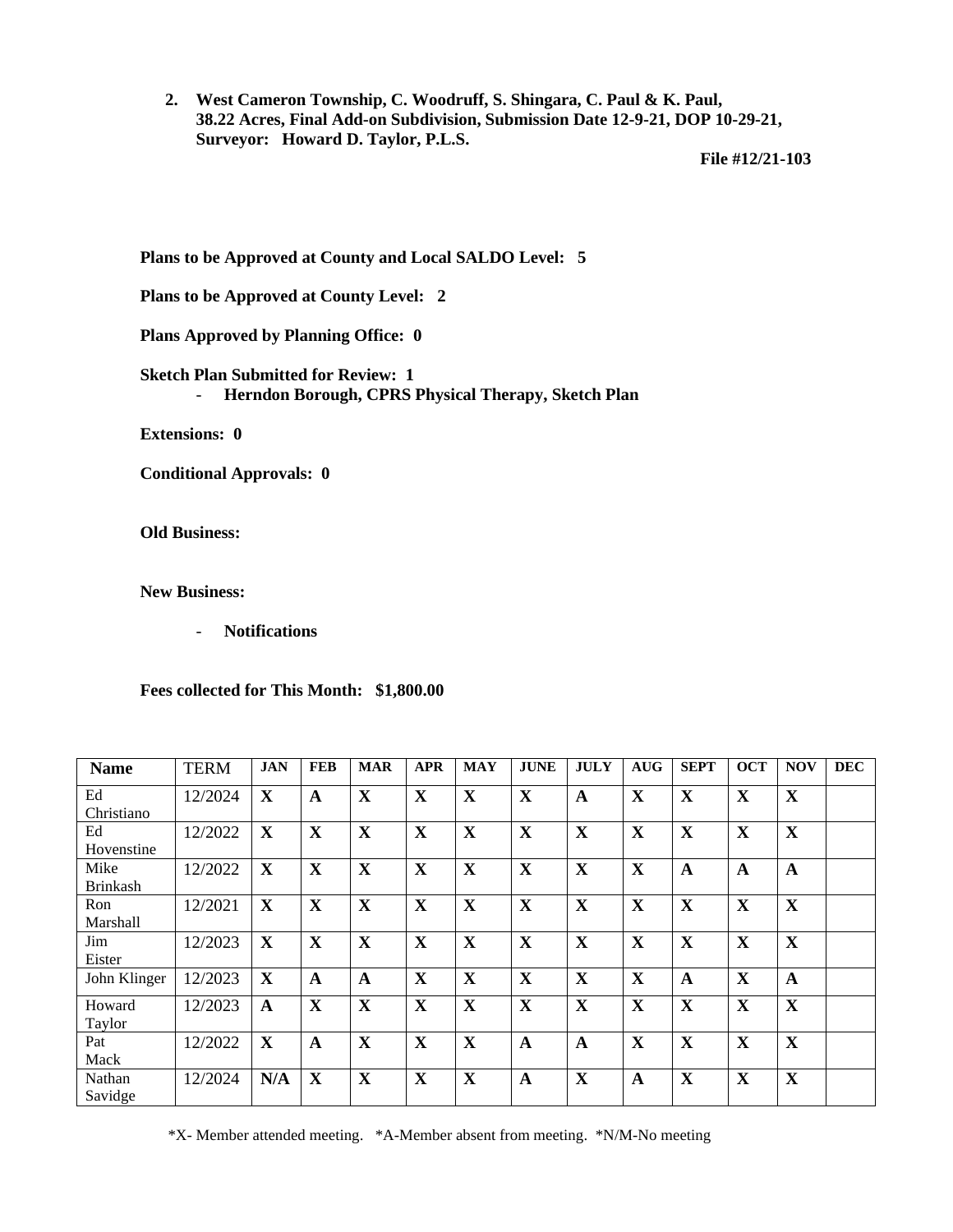**2. West Cameron Township, C. Woodruff, S. Shingara, C. Paul & K. Paul, 38.22 Acres, Final Add-on Subdivision, Submission Date 12-9-21, DOP 10-29-21, Surveyor: Howard D. Taylor, P.L.S.**

**File #12/21-103**

**Plans to be Approved at County and Local SALDO Level: 5**

**Plans to be Approved at County Level: 2**

**Plans Approved by Planning Office: 0**

**Sketch Plan Submitted for Review: 1**

- **Herndon Borough, CPRS Physical Therapy, Sketch Plan**

**Extensions: 0**

**Conditional Approvals: 0**

**Old Business:**

**New Business:**

- **Notifications**

**Fees collected for This Month: $1,800.00**

| Name | TERM | JAN | FEB | MAR | APR | MAY | JUNE | JULY | AUG | SEPT | OCT | NOV | DEC |
|---|---|---|---|---|---|---|---|---|---|---|---|---|---|
| Ed Christiano | 12/2024 | X | A | X | X | X | X | A | X | X | X | X | |
| Ed Hovenstine | 12/2022 | X | X | X | X | X | X | X | X | X | X | X | |
| Mike Brinkash | 12/2022 | X | X | X | X | X | X | X | X | A | A | A | |
| Ron Marshall | 12/2021 | X | X | X | X | X | X | X | X | X | X | X | |
| Jim Eister | 12/2023 | X | X | X | X | X | X | X | X | X | X | X | |
| John Klinger | 12/2023 | X | A | A | X | X | X | X | X | A | X | A | |
| Howard Taylor | 12/2023 | A | X | X | X | X | X | X | X | X | X | X | |
| Pat Mack | 12/2022 | X | A | X | X | X | A | A | X | X | X | X | |
| Nathan Savidge | 12/2024 | N/A | X | X | X | X | A | X | A | X | X | X | |

*X- Member attended meeting. *A-Member absent from meeting. *N/M-No meeting